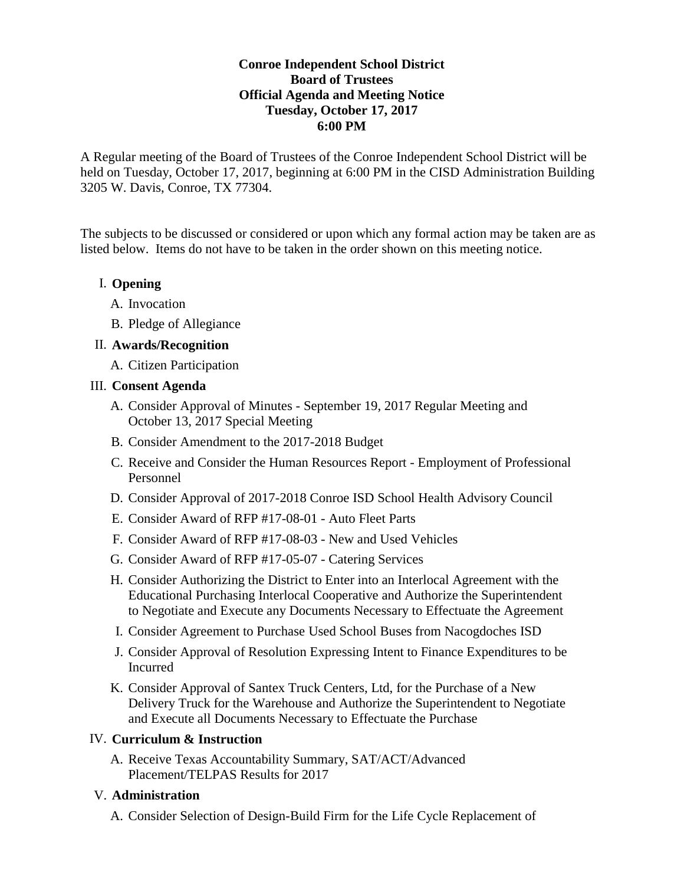# Conroe Independent School District
## Board of Trustees
## Official Agenda and Meeting Notice
## Tuesday, October 17, 2017
## 6:00 PM

A Regular meeting of the Board of Trustees of the Conroe Independent School District will be held on Tuesday, October 17, 2017, beginning at 6:00 PM in the CISD Administration Building 3205 W. Davis, Conroe, TX 77304.

The subjects to be discussed or considered or upon which any formal action may be taken are as listed below. Items do not have to be taken in the order shown on this meeting notice.

I. **Opening**

   A. Invocation

   B. Pledge of Allegiance

II. **Awards/Recognition**

   A. Citizen Participation

III. **Consent Agenda**

   A. Consider Approval of Minutes - September 19, 2017 Regular Meeting and October 13, 2017 Special Meeting

   B. Consider Amendment to the 2017-2018 Budget

   C. Receive and Consider the Human Resources Report - Employment of Professional Personnel

   D. Consider Approval of 2017-2018 Conroe ISD School Health Advisory Council

   E. Consider Award of RFP #17-08-01 - Auto Fleet Parts

   F. Consider Award of RFP #17-08-03 - New and Used Vehicles

   G. Consider Award of RFP #17-05-07 - Catering Services

   H. Consider Authorizing the District to Enter into an Interlocal Agreement with the Educational Purchasing Interlocal Cooperative and Authorize the Superintendent to Negotiate and Execute any Documents Necessary to Effectuate the Agreement

   I. Consider Agreement to Purchase Used School Buses from Nacogdoches ISD

   J. Consider Approval of Resolution Expressing Intent to Finance Expenditures to be Incurred

   K. Consider Approval of Santex Truck Centers, Ltd, for the Purchase of a New Delivery Truck for the Warehouse and Authorize the Superintendent to Negotiate and Execute all Documents Necessary to Effectuate the Purchase

IV. **Curriculum & Instruction**

   A. Receive Texas Accountability Summary, SAT/ACT/Advanced Placement/TELPAS Results for 2017

V. **Administration**

   A. Consider Selection of Design-Build Firm for the Life Cycle Replacement of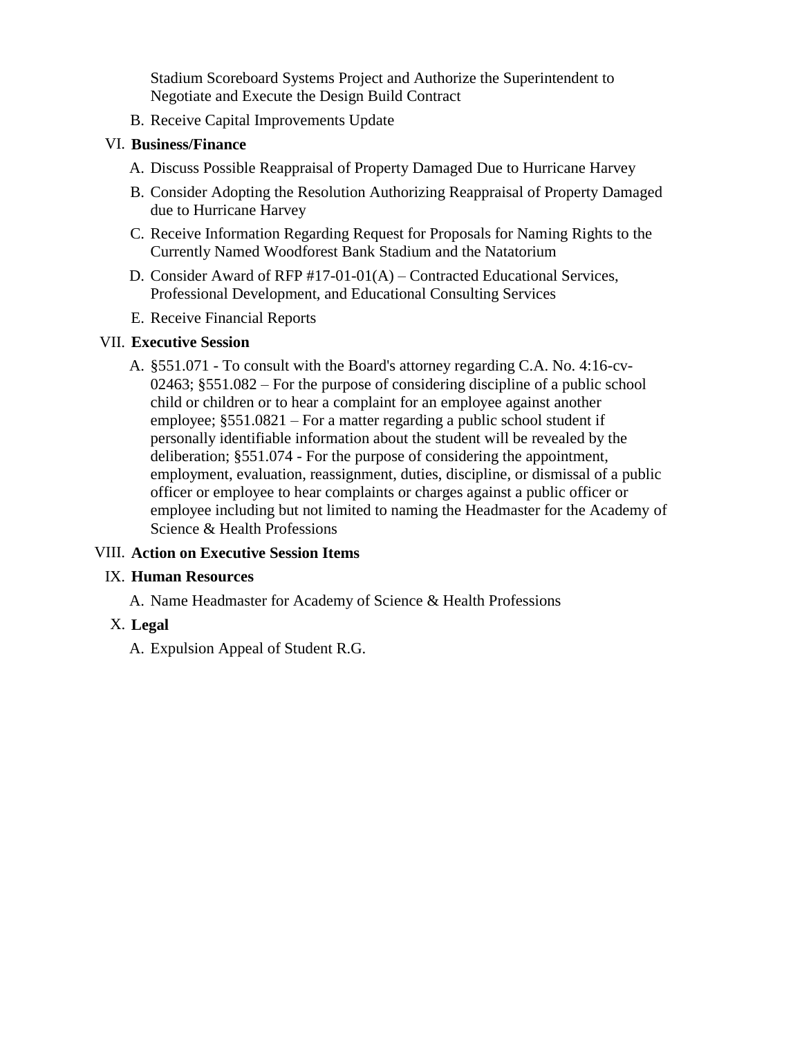Stadium Scoreboard Systems Project and Authorize the Superintendent to Negotiate and Execute the Design Build Contract

B. Receive Capital Improvements Update

VI. **Business/Finance**

A. Discuss Possible Reappraisal of Property Damaged Due to Hurricane Harvey

B. Consider Adopting the Resolution Authorizing Reappraisal of Property Damaged due to Hurricane Harvey

C. Receive Information Regarding Request for Proposals for Naming Rights to the Currently Named Woodforest Bank Stadium and the Natatorium

D. Consider Award of RFP #17-01-01(A) – Contracted Educational Services, Professional Development, and Educational Consulting Services

E. Receive Financial Reports

VII. **Executive Session**

A. §551.071 - To consult with the Board's attorney regarding C.A. No. 4:16-cv-02463; §551.082 – For the purpose of considering discipline of a public school child or children or to hear a complaint for an employee against another employee; §551.0821 – For a matter regarding a public school student if personally identifiable information about the student will be revealed by the deliberation; §551.074 - For the purpose of considering the appointment, employment, evaluation, reassignment, duties, discipline, or dismissal of a public officer or employee to hear complaints or charges against a public officer or employee including but not limited to naming the Headmaster for the Academy of Science & Health Professions

VIII. **Action on Executive Session Items**

IX. **Human Resources**

A. Name Headmaster for Academy of Science & Health Professions

X. **Legal**

A. Expulsion Appeal of Student R.G.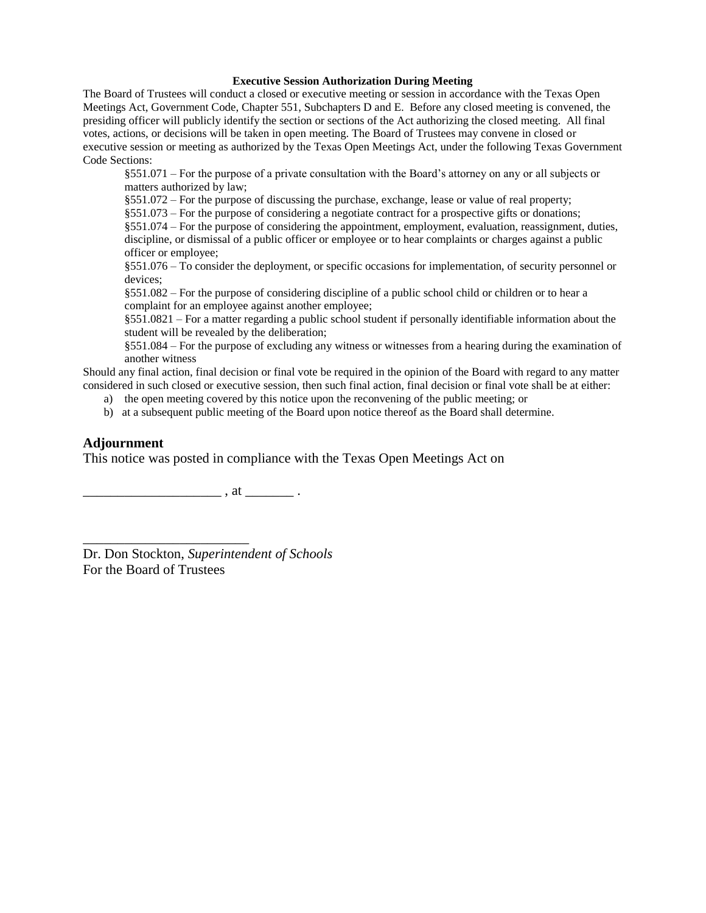**Executive Session Authorization During Meeting**

The Board of Trustees will conduct a closed or executive meeting or session in accordance with the Texas Open Meetings Act, Government Code, Chapter 551, Subchapters D and E. Before any closed meeting is convened, the presiding officer will publicly identify the section or sections of the Act authorizing the closed meeting. All final votes, actions, or decisions will be taken in open meeting. The Board of Trustees may convene in closed or executive session or meeting as authorized by the Texas Open Meetings Act, under the following Texas Government Code Sections:

§551.071 – For the purpose of a private consultation with the Board's attorney on any or all subjects or matters authorized by law;

§551.072 – For the purpose of discussing the purchase, exchange, lease or value of real property;

§551.073 – For the purpose of considering a negotiate contract for a prospective gifts or donations;

§551.074 – For the purpose of considering the appointment, employment, evaluation, reassignment, duties, discipline, or dismissal of a public officer or employee or to hear complaints or charges against a public officer or employee;

§551.076 – To consider the deployment, or specific occasions for implementation, of security personnel or devices;

§551.082 – For the purpose of considering discipline of a public school child or children or to hear a complaint for an employee against another employee;

§551.0821 – For a matter regarding a public school student if personally identifiable information about the student will be revealed by the deliberation;

§551.084 – For the purpose of excluding any witness or witnesses from a hearing during the examination of another witness

Should any final action, final decision or final vote be required in the opinion of the Board with regard to any matter considered in such closed or executive session, then such final action, final decision or final vote shall be at either:

a) the open meeting covered by this notice upon the reconvening of the public meeting; or
b) at a subsequent public meeting of the Board upon notice thereof as the Board shall determine.

## Adjournment

This notice was posted in compliance with the Texas Open Meetings Act on

____________________ , at _______ .

________________________

Dr. Don Stockton, *Superintendent of Schools*
For the Board of Trustees